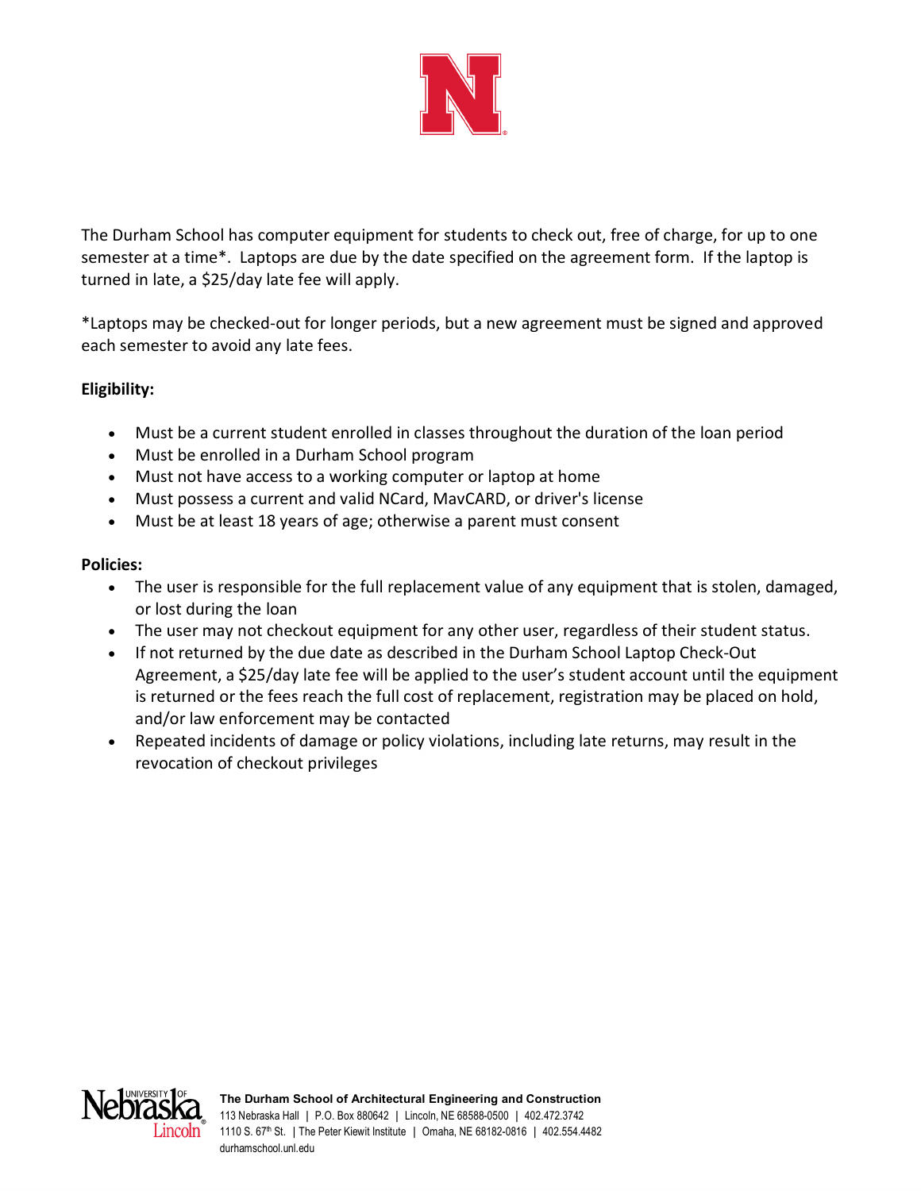The Durham School has computer equipment for students to check out, free of charge, for up to one semester at a time*. Laptops are due by the date specified on the agreement form. If the laptop is turned in late, a $25/day late fee will apply.

*Laptops may be checked-out for longer periods, but a new agreement must be signed and approved each semester to avoid any late fees.

**Eligibility:**

- Must be a current student enrolled in classes throughout the duration of the loan period
- Must be enrolled in a Durham School program
- Must not have access to a working computer or laptop at home
- Must possess a current and valid NCard, MavCARD, or driver's license
- Must be at least 18 years of age; otherwise a parent must consent

**Policies:**

- The user is responsible for the full replacement value of any equipment that is stolen, damaged, or lost during the loan
- The user may not checkout equipment for any other user, regardless of their student status.
- If not returned by the due date as described in the Durham School Laptop Check-Out Agreement, a $25/day late fee will be applied to the user's student account until the equipment is returned or the fees reach the full cost of replacement, registration may be placed on hold, and/or law enforcement may be contacted
- Repeated incidents of damage or policy violations, including late returns, may result in the revocation of checkout privileges

**The Durham School of Architectural Engineering and Construction**
113 Nebraska Hall | P.O. Box 880642 | Lincoln, NE 68588-0500 | 402.472.3742
1110 S. 67th St. | The Peter Kiewit Institute | Omaha, NE 68182-0816 | 402.554.4482
durhamschool.unl.edu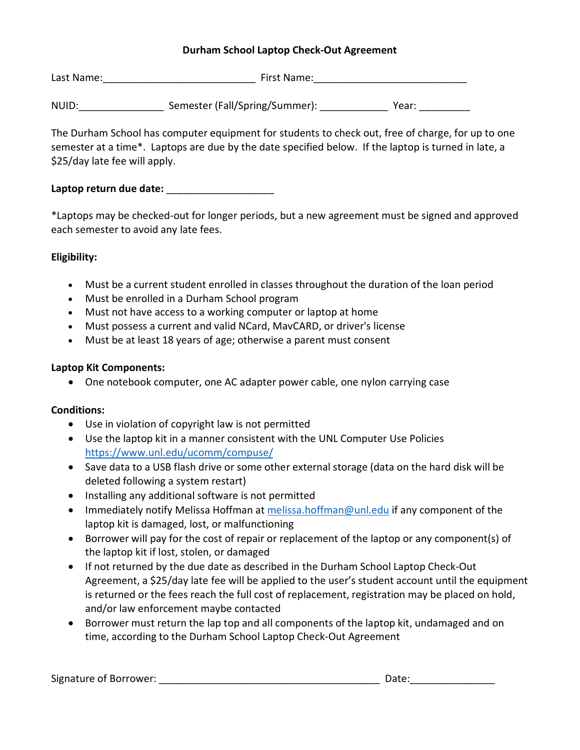# Durham School Laptop Check-Out Agreement

Last Name:___________________________ First Name:___________________________

NUID:_______________ Semester (Fall/Spring/Summer): ____________ Year: _________

The Durham School has computer equipment for students to check out, free of charge, for up to one semester at a time*. Laptops are due by the date specified below. If the laptop is turned in late, a $25/day late fee will apply.

**Laptop return due date:** ___________________

*Laptops may be checked-out for longer periods, but a new agreement must be signed and approved each semester to avoid any late fees.

**Eligibility:**

- Must be a current student enrolled in classes throughout the duration of the loan period
- Must be enrolled in a Durham School program
- Must not have access to a working computer or laptop at home
- Must possess a current and valid NCard, MavCARD, or driver's license
- Must be at least 18 years of age; otherwise a parent must consent

**Laptop Kit Components:**

- One notebook computer, one AC adapter power cable, one nylon carrying case

**Conditions:**

- Use in violation of copyright law is not permitted
- Use the laptop kit in a manner consistent with the UNL Computer Use Policies https://www.unl.edu/ucomm/compuse/
- Save data to a USB flash drive or some other external storage (data on the hard disk will be deleted following a system restart)
- Installing any additional software is not permitted
- Immediately notify Melissa Hoffman at melissa.hoffman@unl.edu if any component of the laptop kit is damaged, lost, or malfunctioning
- Borrower will pay for the cost of repair or replacement of the laptop or any component(s) of the laptop kit if lost, stolen, or damaged
- If not returned by the due date as described in the Durham School Laptop Check-Out Agreement, a $25/day late fee will be applied to the user's student account until the equipment is returned or the fees reach the full cost of replacement, registration may be placed on hold, and/or law enforcement maybe contacted
- Borrower must return the lap top and all components of the laptop kit, undamaged and on time, according to the Durham School Laptop Check-Out Agreement

Signature of Borrower: ________________________________________ Date:_______________